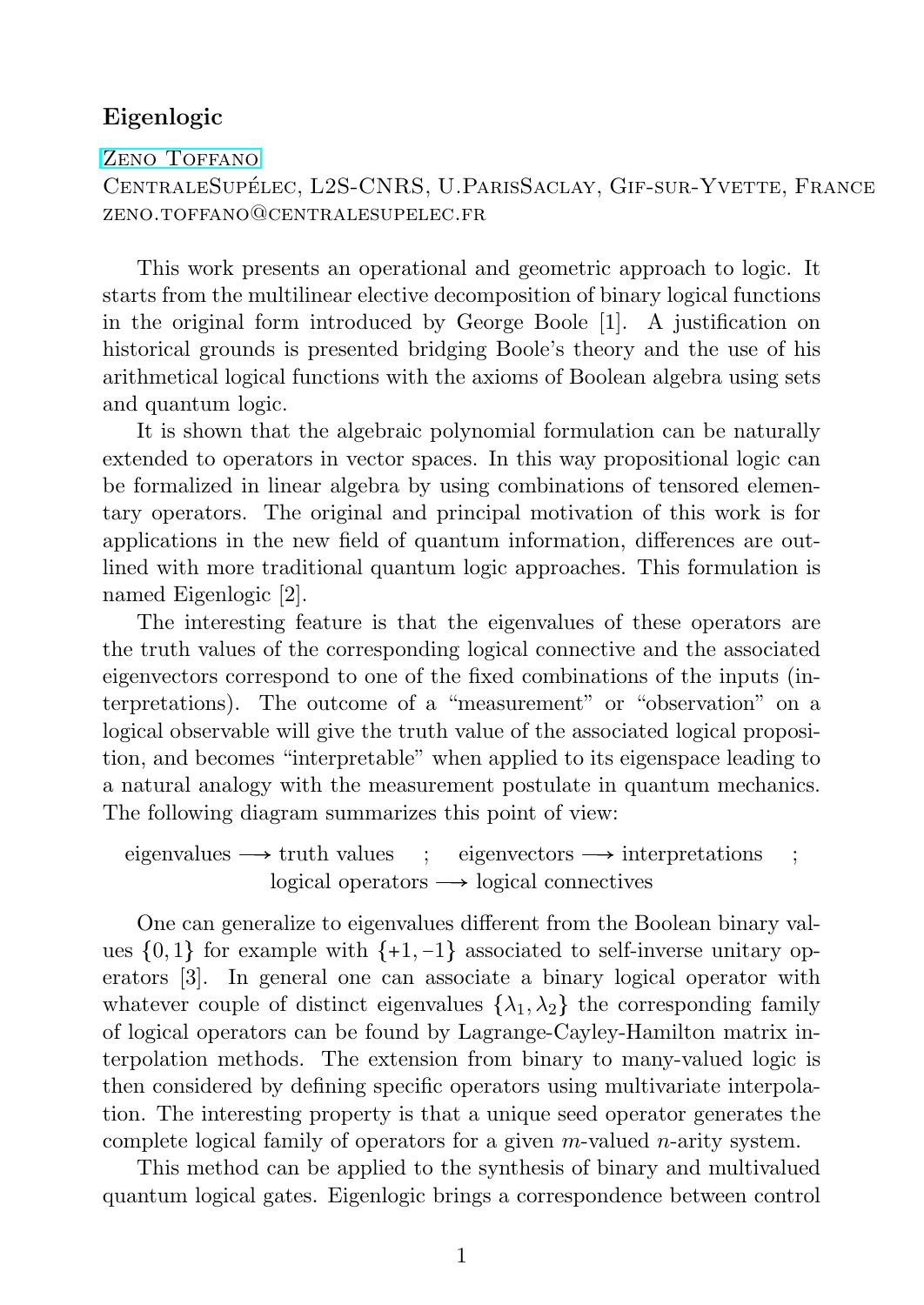## Eigenlogic

Zeno Toffano

CentraleSupélec, L2S-CNRS, U.ParisSaclay, Gif-sur-Yvette, France
zeno.toffano@centralesupelec.fr

This work presents an operational and geometric approach to logic. It starts from the multilinear elective decomposition of binary logical functions in the original form introduced by George Boole [1]. A justification on historical grounds is presented bridging Boole's theory and the use of his arithmetical logical functions with the axioms of Boolean algebra using sets and quantum logic.

It is shown that the algebraic polynomial formulation can be naturally extended to operators in vector spaces. In this way propositional logic can be formalized in linear algebra by using combinations of tensored elementary operators. The original and principal motivation of this work is for applications in the new field of quantum information, differences are outlined with more traditional quantum logic approaches. This formulation is named Eigenlogic [2].

The interesting feature is that the eigenvalues of these operators are the truth values of the corresponding logical connective and the associated eigenvectors correspond to one of the fixed combinations of the inputs (interpretations). The outcome of a "measurement" or "observation" on a logical observable will give the truth value of the associated logical proposition, and becomes "interpretable" when applied to its eigenspace leading to a natural analogy with the measurement postulate in quantum mechanics. The following diagram summarizes this point of view:

$$\text{eigenvalues} \longrightarrow \text{truth values} \quad ; \quad \text{eigenvectors} \longrightarrow \text{interpretations} \quad ;$$
$$\text{logical operators} \longrightarrow \text{logical connectives}$$

One can generalize to eigenvalues different from the Boolean binary values $\{0, 1\}$ for example with $\{+1, -1\}$ associated to self-inverse unitary operators [3]. In general one can associate a binary logical operator with whatever couple of distinct eigenvalues $\{\lambda_1, \lambda_2\}$ the corresponding family of logical operators can be found by Lagrange-Cayley-Hamilton matrix interpolation methods. The extension from binary to many-valued logic is then considered by defining specific operators using multivariate interpolation. The interesting property is that a unique seed operator generates the complete logical family of operators for a given $m$-valued $n$-arity system.

This method can be applied to the synthesis of binary and multivalued quantum logical gates. Eigenlogic brings a correspondence between control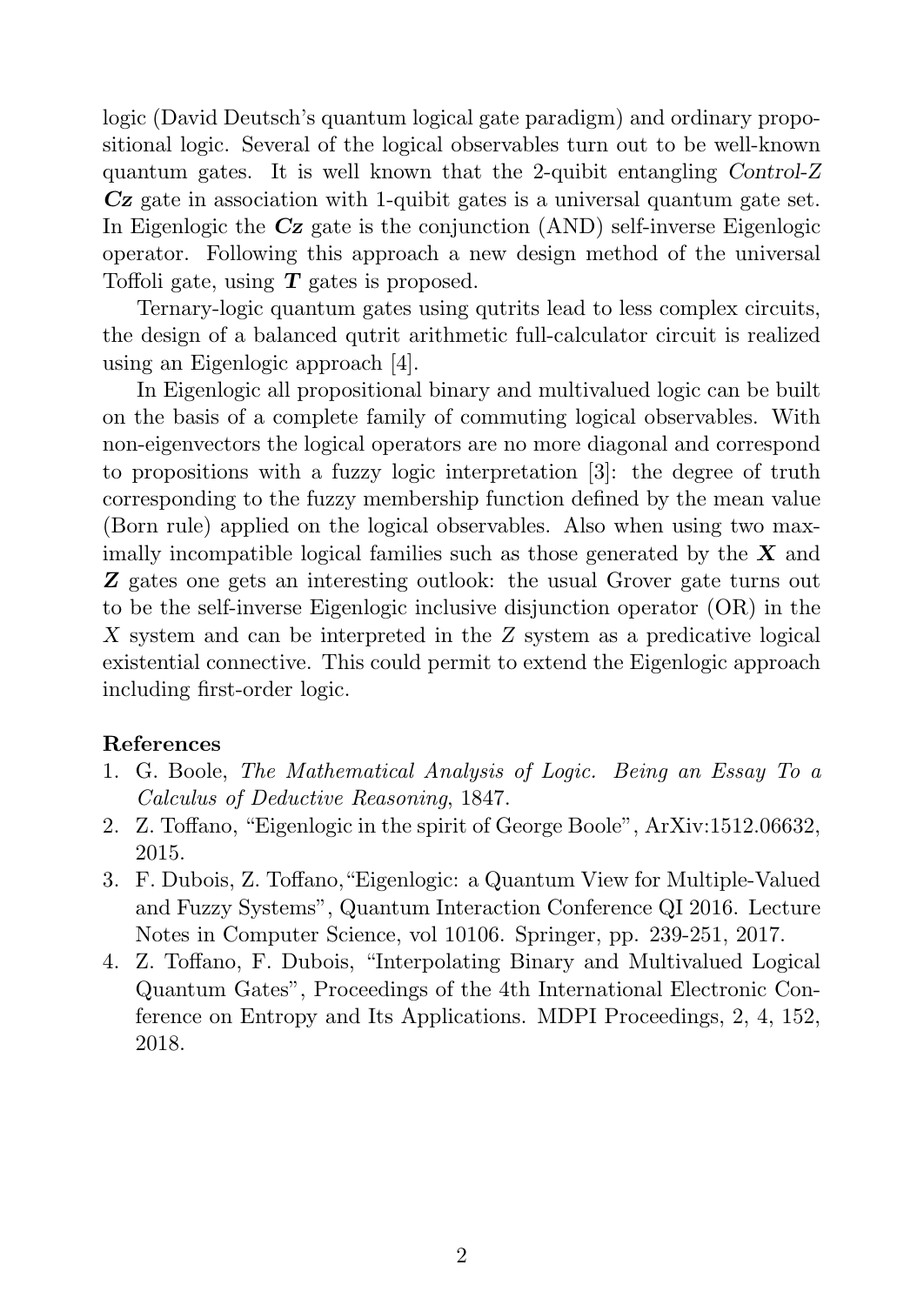logic (David Deutsch's quantum logical gate paradigm) and ordinary propositional logic. Several of the logical observables turn out to be well-known quantum gates. It is well known that the 2-quibit entangling *Control-Z* ***Cz*** gate in association with 1-quibit gates is a universal quantum gate set. In Eigenlogic the ***Cz*** gate is the conjunction (AND) self-inverse Eigenlogic operator. Following this approach a new design method of the universal Toffoli gate, using ***T*** gates is proposed.

Ternary-logic quantum gates using qutrits lead to less complex circuits, the design of a balanced qutrit arithmetic full-calculator circuit is realized using an Eigenlogic approach [4].

In Eigenlogic all propositional binary and multivalued logic can be built on the basis of a complete family of commuting logical observables. With non-eigenvectors the logical operators are no more diagonal and correspond to propositions with a fuzzy logic interpretation [3]: the degree of truth corresponding to the fuzzy membership function defined by the mean value (Born rule) applied on the logical observables. Also when using two maximally incompatible logical families such as those generated by the ***X*** and ***Z*** gates one gets an interesting outlook: the usual Grover gate turns out to be the self-inverse Eigenlogic inclusive disjunction operator (OR) in the $X$ system and can be interpreted in the $Z$ system as a predicative logical existential connective. This could permit to extend the Eigenlogic approach including first-order logic.

### References

1. G. Boole, *The Mathematical Analysis of Logic. Being an Essay To a Calculus of Deductive Reasoning*, 1847.
2. Z. Toffano, "Eigenlogic in the spirit of George Boole", ArXiv:1512.06632, 2015.
3. F. Dubois, Z. Toffano,"Eigenlogic: a Quantum View for Multiple-Valued and Fuzzy Systems", Quantum Interaction Conference QI 2016. Lecture Notes in Computer Science, vol 10106. Springer, pp. 239-251, 2017.
4. Z. Toffano, F. Dubois, "Interpolating Binary and Multivalued Logical Quantum Gates", Proceedings of the 4th International Electronic Conference on Entropy and Its Applications. MDPI Proceedings, 2, 4, 152, 2018.